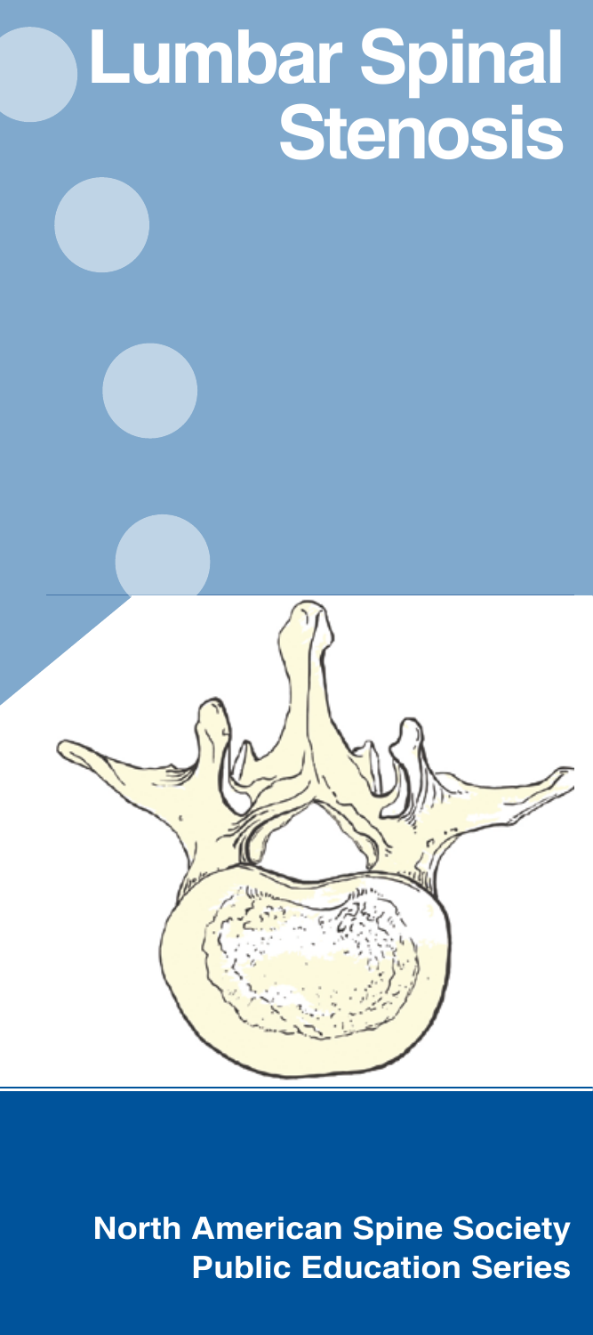# Lumbar Spinal Stenosis

**North American Spine Society Public Education Series**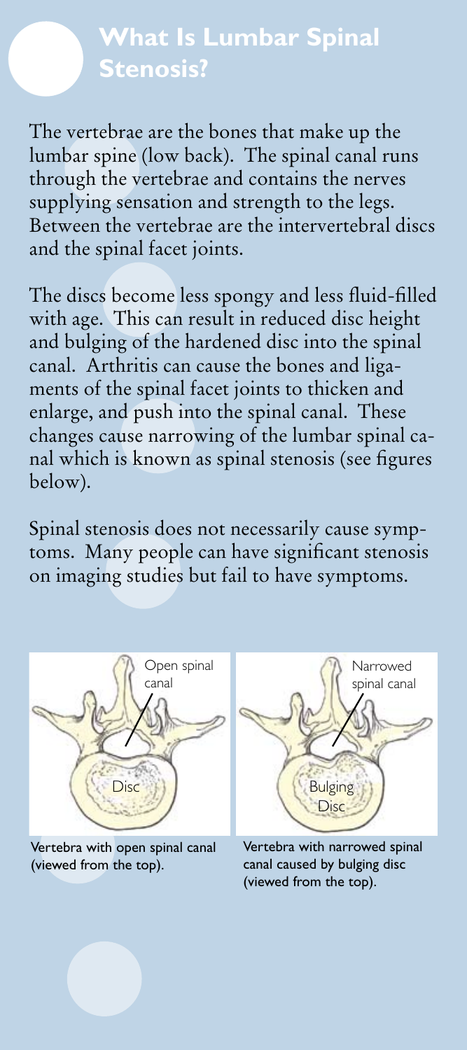## What Is Lumbar Spinal Stenosis?

The vertebrae are the bones that make up the lumbar spine (low back). The spinal canal runs through the vertebrae and contains the nerves supplying sensation and strength to the legs. Between the vertebrae are the intervertebral discs and the spinal facet joints.

The discs become less spongy and less fluid-filled with age. This can result in reduced disc height and bulging of the hardened disc into the spinal canal. Arthritis can cause the bones and ligaments of the spinal facet joints to thicken and enlarge, and push into the spinal canal. These changes cause narrowing of the lumbar spinal canal which is known as spinal stenosis (see figures below).

Spinal stenosis does not necessarily cause symptoms. Many people can have significant stenosis on imaging studies but fail to have symptoms.

Open spinal canal

Disc

Vertebra with open spinal canal (viewed from the top).

Narrowed spinal canal

Bulging Disc

Vertebra with narrowed spinal canal caused by bulging disc (viewed from the top).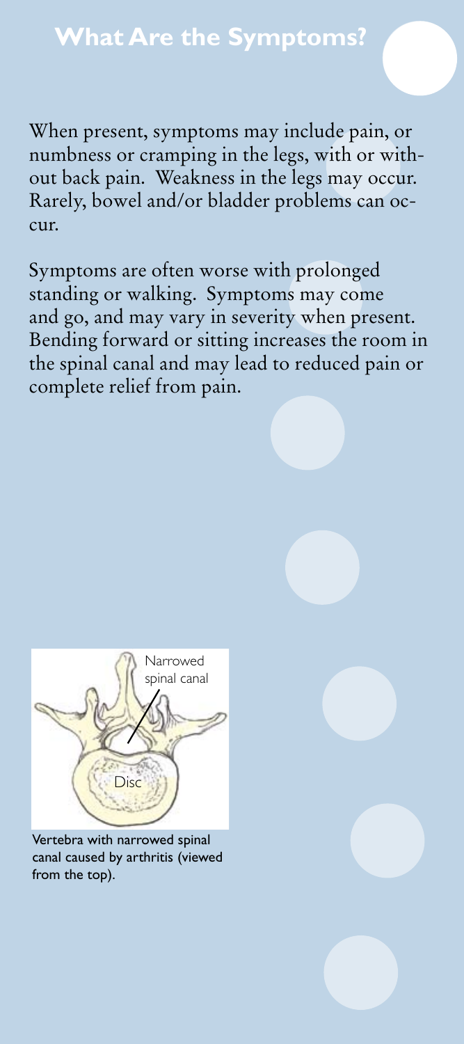## What Are the Symptoms?

When present, symptoms may include pain, or numbness or cramping in the legs, with or without back pain. Weakness in the legs may occur. Rarely, bowel and/or bladder problems can occur.

Symptoms are often worse with prolonged standing or walking. Symptoms may come and go, and may vary in severity when present. Bending forward or sitting increases the room in the spinal canal and may lead to reduced pain or complete relief from pain.

Narrowed spinal canal

Disc

Vertebra with narrowed spinal canal caused by arthritis (viewed from the top).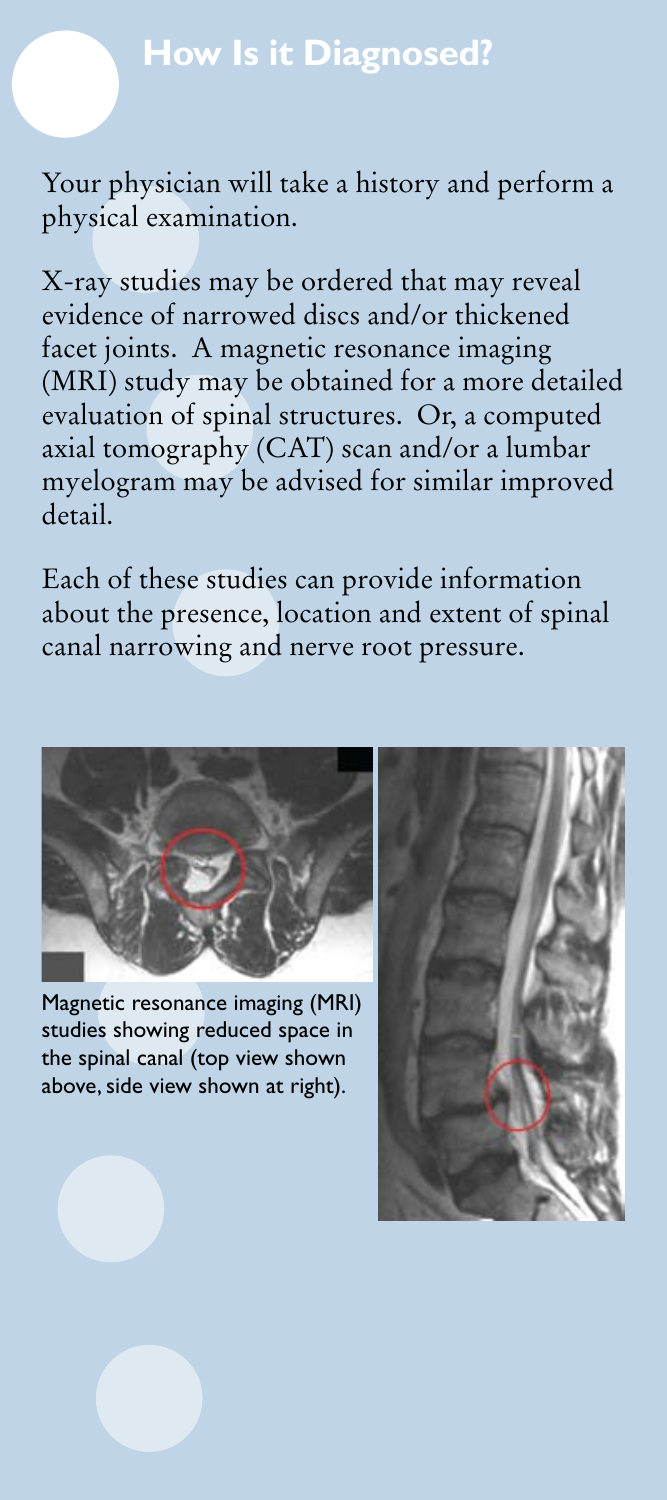## How Is it Diagnosed?

Your physician will take a history and perform a physical examination.

X-ray studies may be ordered that may reveal evidence of narrowed discs and/or thickened facet joints. A magnetic resonance imaging (MRI) study may be obtained for a more detailed evaluation of spinal structures. Or, a computed axial tomography (CAT) scan and/or a lumbar myelogram may be advised for similar improved detail.

Each of these studies can provide information about the presence, location and extent of spinal canal narrowing and nerve root pressure.

Magnetic resonance imaging (MRI) studies showing reduced space in the spinal canal (top view shown above, side view shown at right).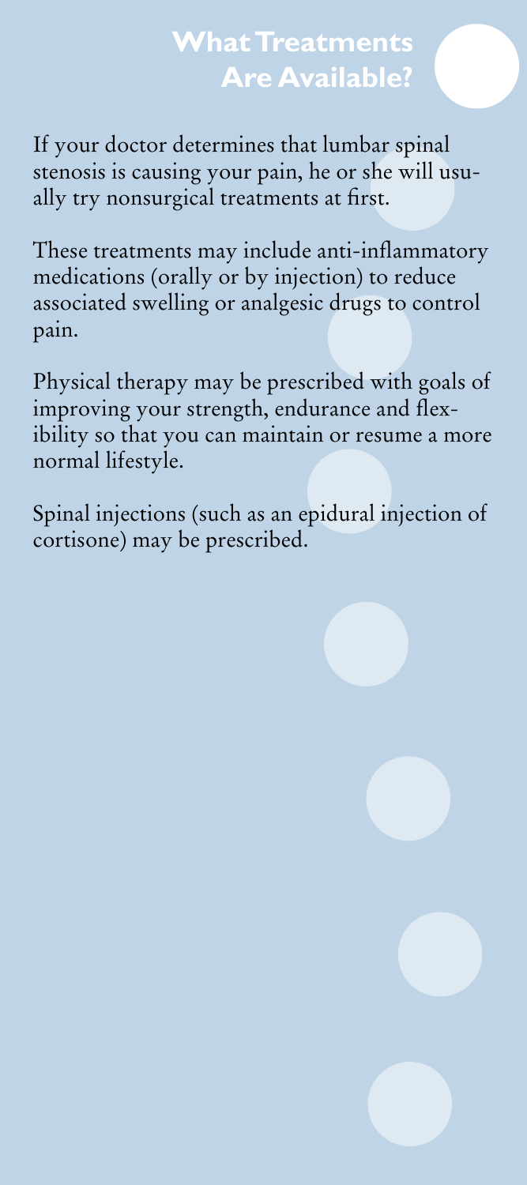## What Treatments Are Available?

If your doctor determines that lumbar spinal stenosis is causing your pain, he or she will usually try nonsurgical treatments at first.

These treatments may include anti-inflammatory medications (orally or by injection) to reduce associated swelling or analgesic drugs to control pain.

Physical therapy may be prescribed with goals of improving your strength, endurance and flexibility so that you can maintain or resume a more normal lifestyle.

Spinal injections (such as an epidural injection of cortisone) may be prescribed.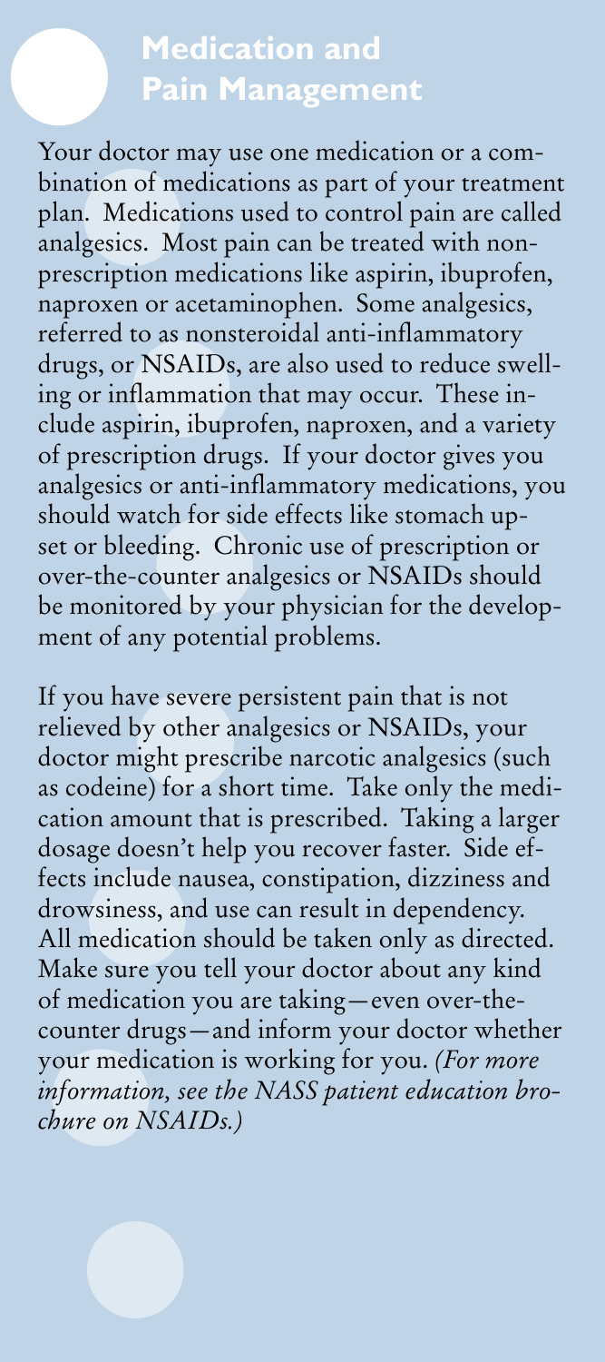# Medication and Pain Management

Your doctor may use one medication or a combination of medications as part of your treatment plan. Medications used to control pain are called analgesics. Most pain can be treated with nonprescription medications like aspirin, ibuprofen, naproxen or acetaminophen. Some analgesics, referred to as nonsteroidal anti-inflammatory drugs, or NSAIDs, are also used to reduce swelling or inflammation that may occur. These include aspirin, ibuprofen, naproxen, and a variety of prescription drugs. If your doctor gives you analgesics or anti-inflammatory medications, you should watch for side effects like stomach upset or bleeding. Chronic use of prescription or over-the-counter analgesics or NSAIDs should be monitored by your physician for the development of any potential problems.

If you have severe persistent pain that is not relieved by other analgesics or NSAIDs, your doctor might prescribe narcotic analgesics (such as codeine) for a short time. Take only the medication amount that is prescribed. Taking a larger dosage doesn't help you recover faster. Side effects include nausea, constipation, dizziness and drowsiness, and use can result in dependency. All medication should be taken only as directed. Make sure you tell your doctor about any kind of medication you are taking—even over-the-counter drugs—and inform your doctor whether your medication is working for you. *(For more information, see the NASS patient education brochure on NSAIDs.)*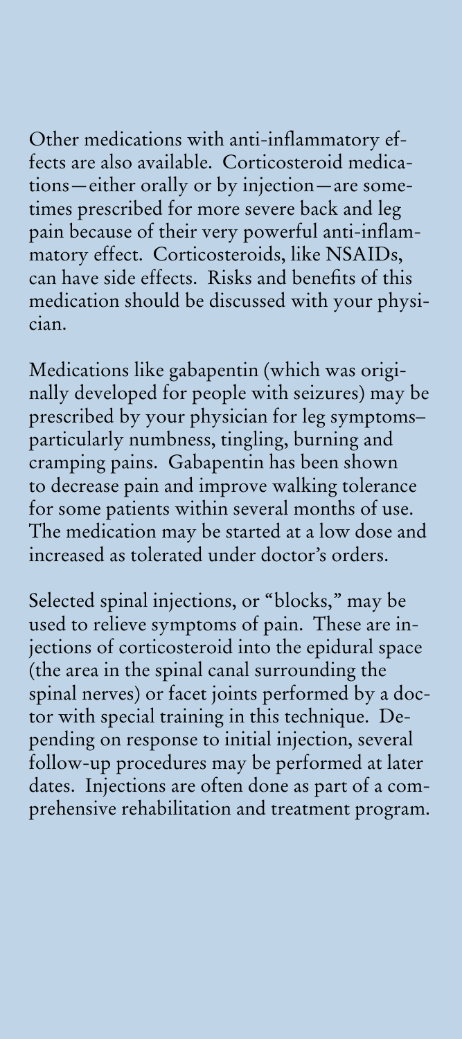Other medications with anti-inflammatory effects are also available. Corticosteroid medications—either orally or by injection—are sometimes prescribed for more severe back and leg pain because of their very powerful anti-inflammatory effect. Corticosteroids, like NSAIDs, can have side effects. Risks and benefits of this medication should be discussed with your physician.

Medications like gabapentin (which was originally developed for people with seizures) may be prescribed by your physician for leg symptoms–particularly numbness, tingling, burning and cramping pains. Gabapentin has been shown to decrease pain and improve walking tolerance for some patients within several months of use. The medication may be started at a low dose and increased as tolerated under doctor's orders.

Selected spinal injections, or "blocks," may be used to relieve symptoms of pain. These are injections of corticosteroid into the epidural space (the area in the spinal canal surrounding the spinal nerves) or facet joints performed by a doctor with special training in this technique. Depending on response to initial injection, several follow-up procedures may be performed at later dates. Injections are often done as part of a comprehensive rehabilitation and treatment program.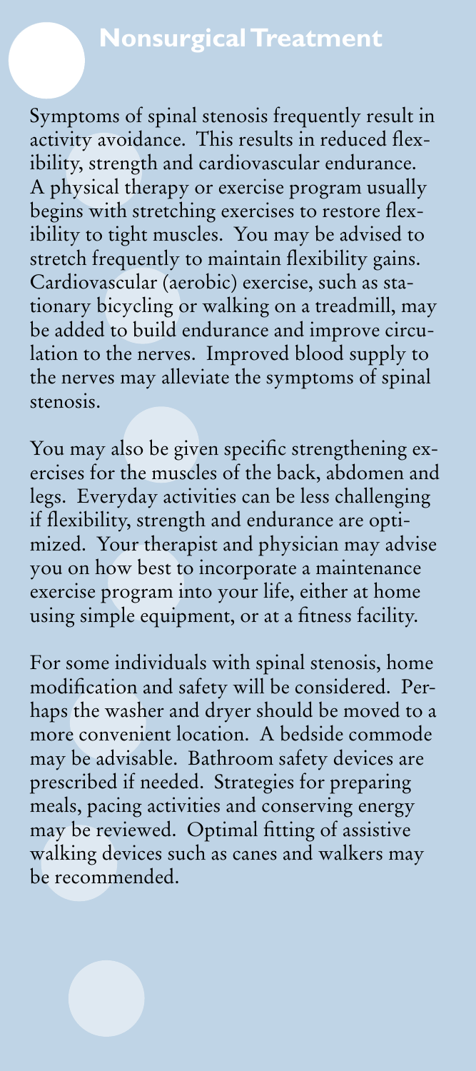## Nonsurgical Treatment

Symptoms of spinal stenosis frequently result in activity avoidance. This results in reduced flexibility, strength and cardiovascular endurance. A physical therapy or exercise program usually begins with stretching exercises to restore flexibility to tight muscles. You may be advised to stretch frequently to maintain flexibility gains. Cardiovascular (aerobic) exercise, such as stationary bicycling or walking on a treadmill, may be added to build endurance and improve circulation to the nerves. Improved blood supply to the nerves may alleviate the symptoms of spinal stenosis.

You may also be given specific strengthening exercises for the muscles of the back, abdomen and legs. Everyday activities can be less challenging if flexibility, strength and endurance are optimized. Your therapist and physician may advise you on how best to incorporate a maintenance exercise program into your life, either at home using simple equipment, or at a fitness facility.

For some individuals with spinal stenosis, home modification and safety will be considered. Perhaps the washer and dryer should be moved to a more convenient location. A bedside commode may be advisable. Bathroom safety devices are prescribed if needed. Strategies for preparing meals, pacing activities and conserving energy may be reviewed. Optimal fitting of assistive walking devices such as canes and walkers may be recommended.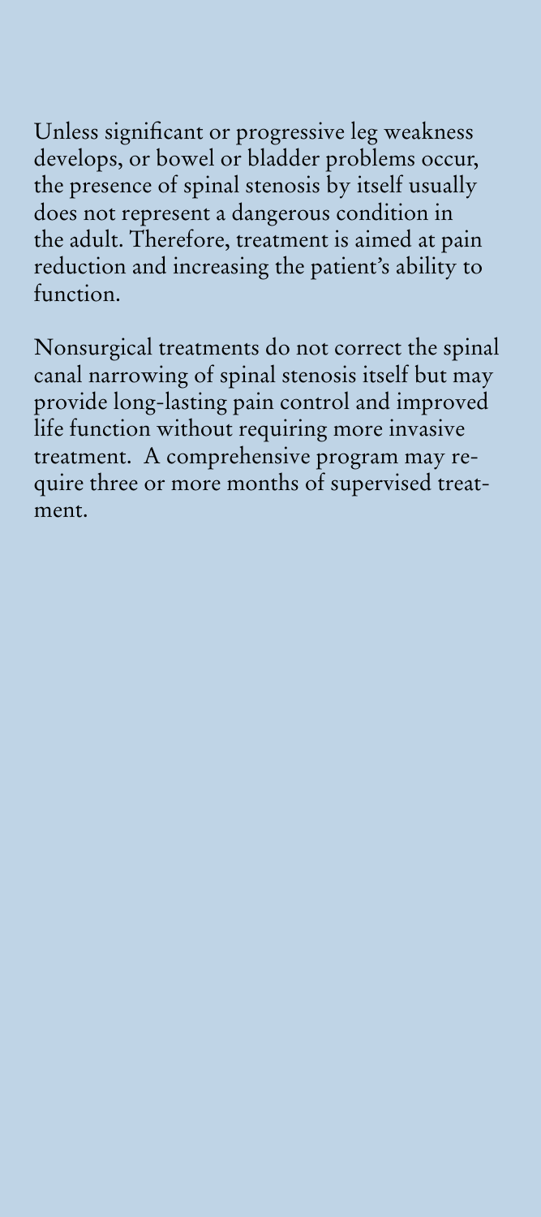Unless significant or progressive leg weakness develops, or bowel or bladder problems occur, the presence of spinal stenosis by itself usually does not represent a dangerous condition in the adult. Therefore, treatment is aimed at pain reduction and increasing the patient's ability to function.

Nonsurgical treatments do not correct the spinal canal narrowing of spinal stenosis itself but may provide long-lasting pain control and improved life function without requiring more invasive treatment. A comprehensive program may require three or more months of supervised treatment.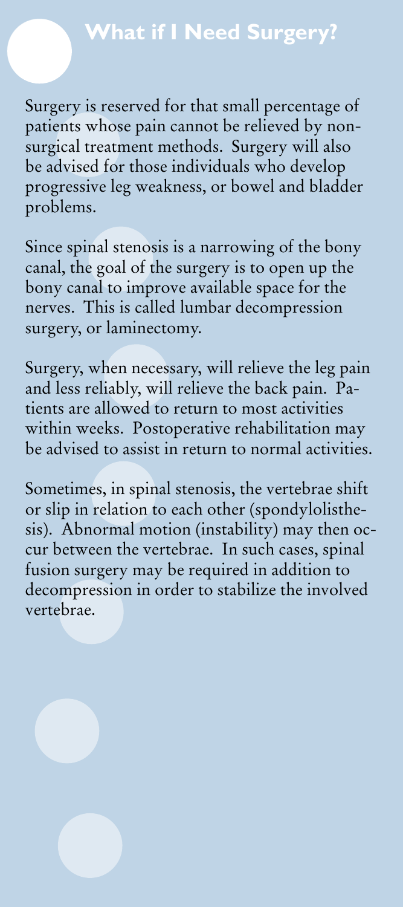## What if I Need Surgery?

Surgery is reserved for that small percentage of patients whose pain cannot be relieved by non-surgical treatment methods. Surgery will also be advised for those individuals who develop progressive leg weakness, or bowel and bladder problems.

Since spinal stenosis is a narrowing of the bony canal, the goal of the surgery is to open up the bony canal to improve available space for the nerves. This is called lumbar decompression surgery, or laminectomy.

Surgery, when necessary, will relieve the leg pain and less reliably, will relieve the back pain. Patients are allowed to return to most activities within weeks. Postoperative rehabilitation may be advised to assist in return to normal activities.

Sometimes, in spinal stenosis, the vertebrae shift or slip in relation to each other (spondylolisthesis). Abnormal motion (instability) may then occur between the vertebrae. In such cases, spinal fusion surgery may be required in addition to decompression in order to stabilize the involved vertebrae.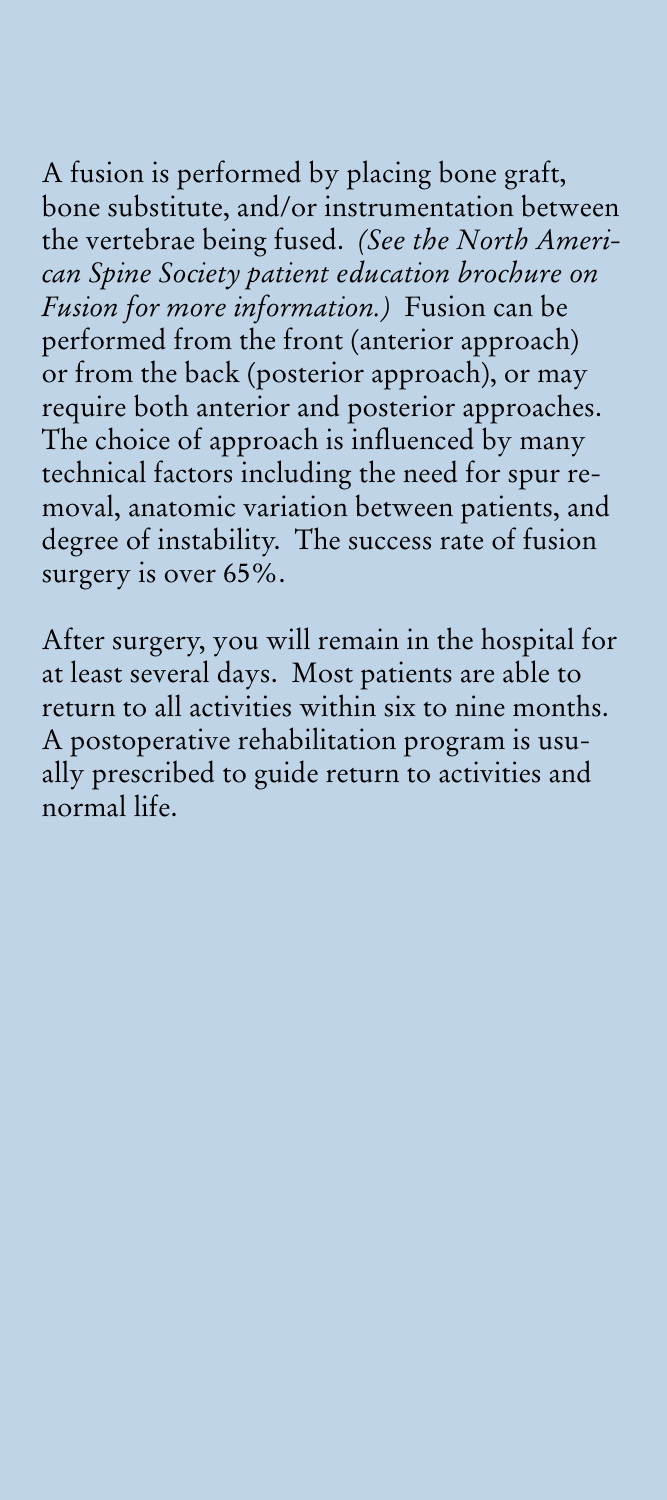A fusion is performed by placing bone graft, bone substitute, and/or instrumentation between the vertebrae being fused. *(See the North American Spine Society patient education brochure on Fusion for more information.)* Fusion can be performed from the front (anterior approach) or from the back (posterior approach), or may require both anterior and posterior approaches. The choice of approach is influenced by many technical factors including the need for spur removal, anatomic variation between patients, and degree of instability. The success rate of fusion surgery is over 65%.

After surgery, you will remain in the hospital for at least several days. Most patients are able to return to all activities within six to nine months. A postoperative rehabilitation program is usually prescribed to guide return to activities and normal life.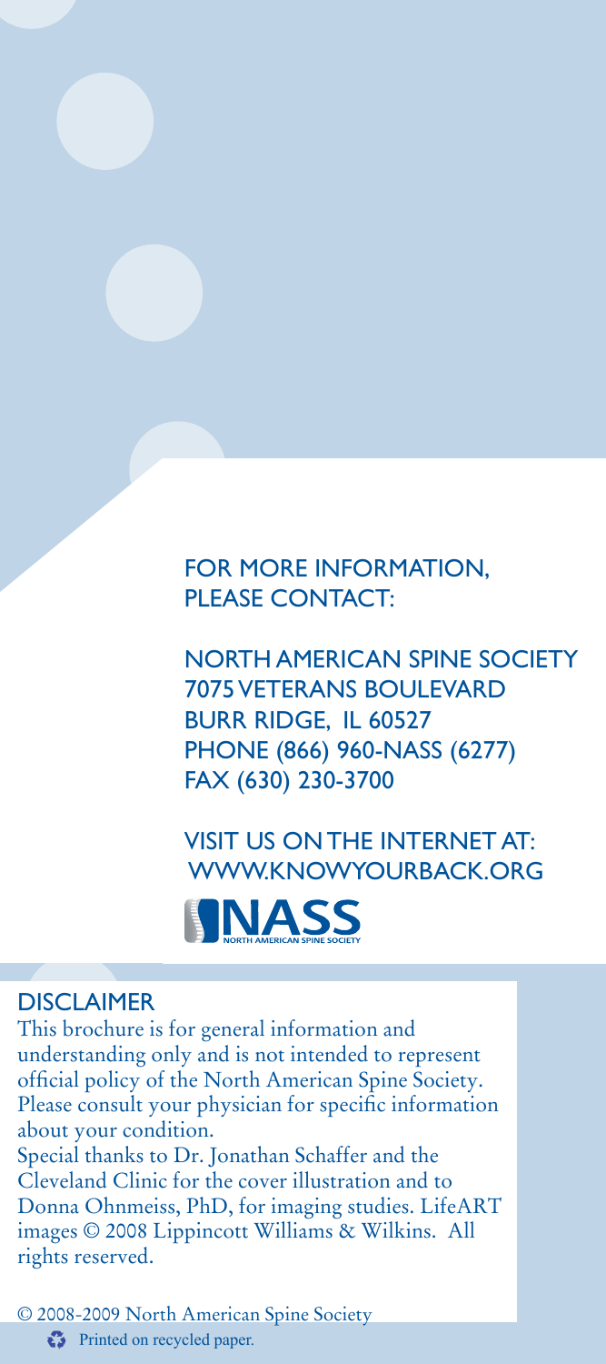FOR MORE INFORMATION, PLEASE CONTACT:

NORTH AMERICAN SPINE SOCIETY
7075 VETERANS BOULEVARD
BURR RIDGE, IL 60527
PHONE (866) 960-NASS (6277)
FAX (630) 230-3700

VISIT US ON THE INTERNET AT:
WWW.KNOWYOURBACK.ORG

NASS
NORTH AMERICAN SPINE SOCIETY

## DISCLAIMER

This brochure is for general information and understanding only and is not intended to represent official policy of the North American Spine Society. Please consult your physician for specific information about your condition.

Special thanks to Dr. Jonathan Schaffer and the Cleveland Clinic for the cover illustration and to Donna Ohnmeiss, PhD, for imaging studies. LifeART images © 2008 Lippincott Williams & Wilkins. All rights reserved.

© 2008-2009 North American Spine Society

Printed on recycled paper.